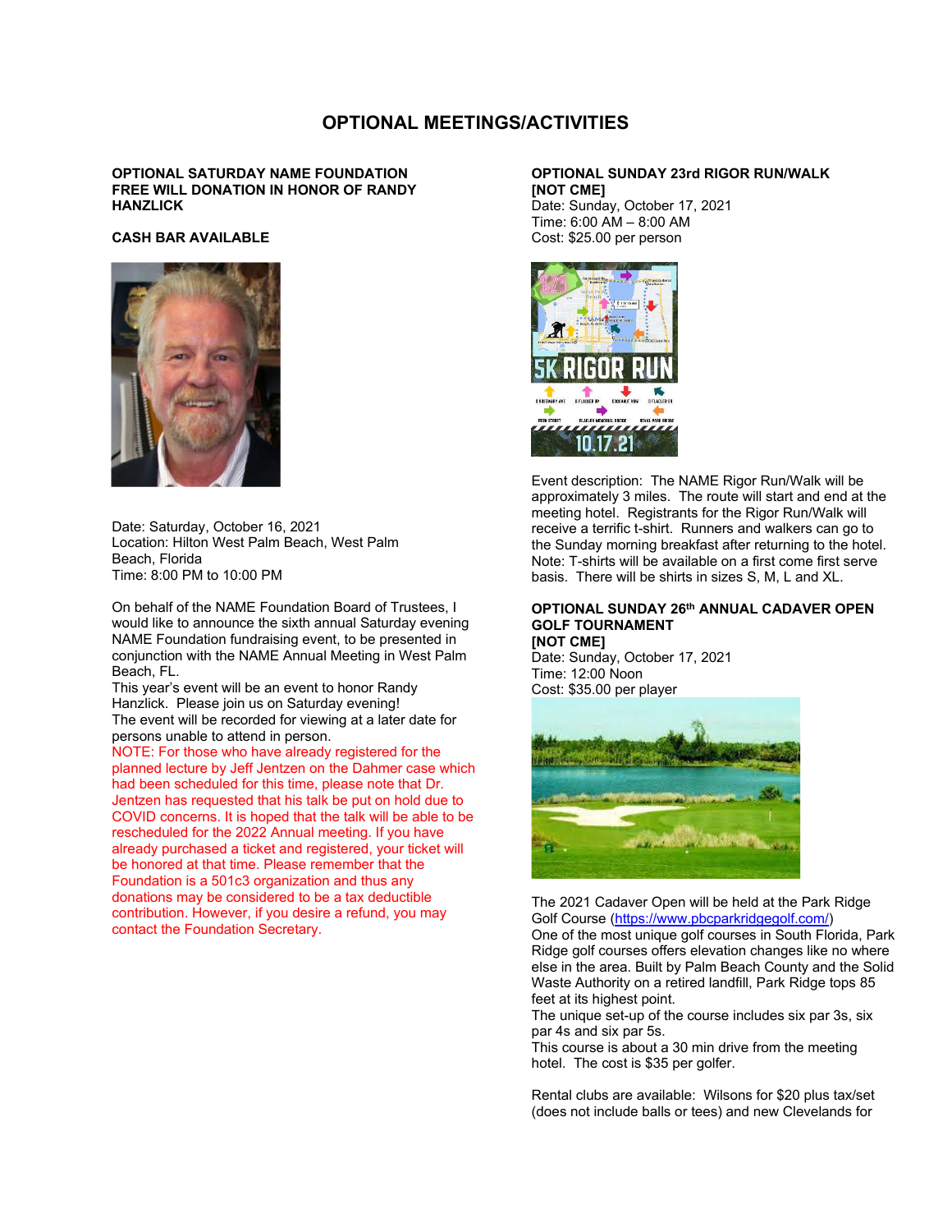# OPTIONAL MEETINGS/ACTIVITIES

## OPTIONAL SATURDAY NAME FOUNDATION FREE WILL DONATION IN HONOR OF RANDY HANZLICK

**CASH BAR AVAILABLE**

Date: Saturday, October 16, 2021
Location: Hilton West Palm Beach, West Palm Beach, Florida
Time: 8:00 PM to 10:00 PM

On behalf of the NAME Foundation Board of Trustees, I would like to announce the sixth annual Saturday evening NAME Foundation fundraising event, to be presented in conjunction with the NAME Annual Meeting in West Palm Beach, FL.
This year's event will be an event to honor Randy Hanzlick. Please join us on Saturday evening!
The event will be recorded for viewing at a later date for persons unable to attend in person.
NOTE: For those who have already registered for the planned lecture by Jeff Jentzen on the Dahmer case which had been scheduled for this time, please note that Dr. Jentzen has requested that his talk be put on hold due to COVID concerns. It is hoped that the talk will be able to be rescheduled for the 2022 Annual meeting. If you have already purchased a ticket and registered, your ticket will be honored at that time. Please remember that the Foundation is a 501c3 organization and thus any donations may be considered to be a tax deductible contribution. However, if you desire a refund, you may contact the Foundation Secretary.

## OPTIONAL SUNDAY 23rd RIGOR RUN/WALK [NOT CME]

Date: Sunday, October 17, 2021
Time: 6:00 AM – 8:00 AM
Cost: $25.00 per person

Event description: The NAME Rigor Run/Walk will be approximately 3 miles. The route will start and end at the meeting hotel. Registrants for the Rigor Run/Walk will receive a terrific t-shirt. Runners and walkers can go to the Sunday morning breakfast after returning to the hotel. Note: T-shirts will be available on a first come first serve basis. There will be shirts in sizes S, M, L and XL.

## OPTIONAL SUNDAY 26th ANNUAL CADAVER OPEN GOLF TOURNAMENT [NOT CME]

Date: Sunday, October 17, 2021
Time: 12:00 Noon
Cost: $35.00 per player

The 2021 Cadaver Open will be held at the Park Ridge Golf Course (https://www.pbcparkridgegolf.com/)
One of the most unique golf courses in South Florida, Park Ridge golf courses offers elevation changes like no where else in the area. Built by Palm Beach County and the Solid Waste Authority on a retired landfill, Park Ridge tops 85 feet at its highest point.
The unique set-up of the course includes six par 3s, six par 4s and six par 5s.
This course is about a 30 min drive from the meeting hotel. The cost is $35 per golfer.

Rental clubs are available: Wilsons for $20 plus tax/set (does not include balls or tees) and new Clevelands for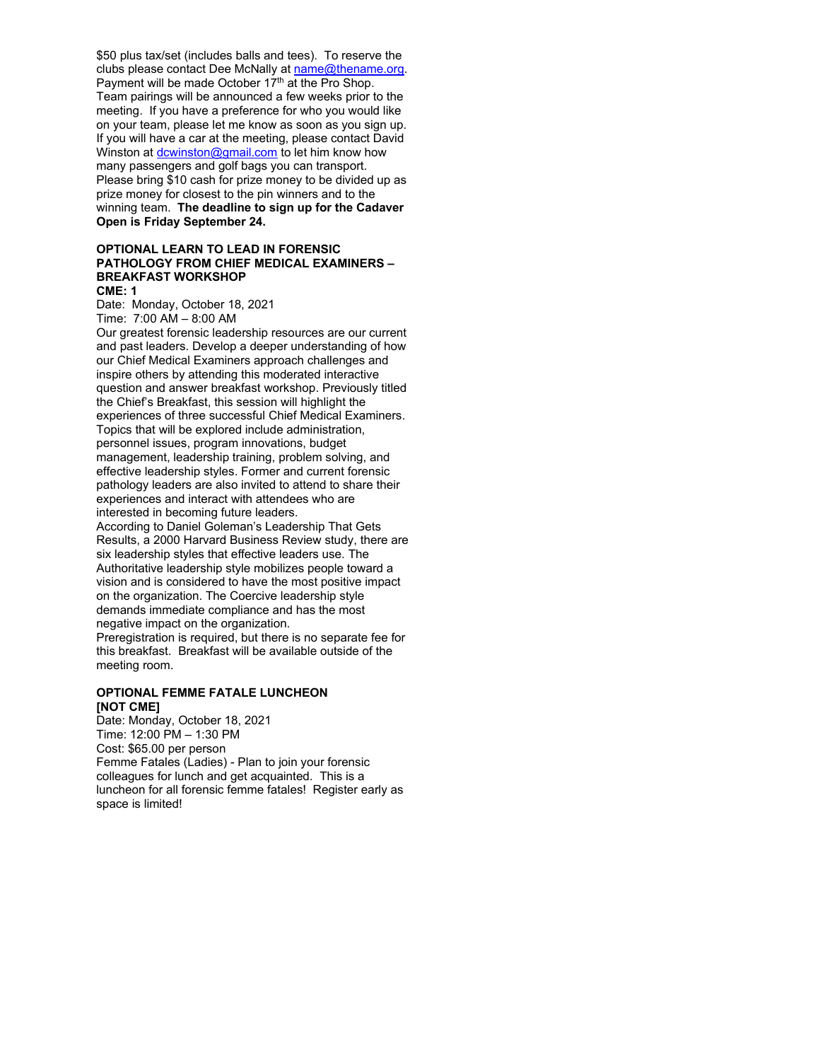$50 plus tax/set (includes balls and tees). To reserve the clubs please contact Dee McNally at name@thename.org. Payment will be made October 17th at the Pro Shop. Team pairings will be announced a few weeks prior to the meeting. If you have a preference for who you would like on your team, please let me know as soon as you sign up. If you will have a car at the meeting, please contact David Winston at dcwinston@gmail.com to let him know how many passengers and golf bags you can transport. Please bring $10 cash for prize money to be divided up as prize money for closest to the pin winners and to the winning team. **The deadline to sign up for the Cadaver Open is Friday September 24.**

**OPTIONAL LEARN TO LEAD IN FORENSIC PATHOLOGY FROM CHIEF MEDICAL EXAMINERS – BREAKFAST WORKSHOP**
**CME: 1**

Date: Monday, October 18, 2021
Time: 7:00 AM – 8:00 AM

Our greatest forensic leadership resources are our current and past leaders. Develop a deeper understanding of how our Chief Medical Examiners approach challenges and inspire others by attending this moderated interactive question and answer breakfast workshop. Previously titled the Chief's Breakfast, this session will highlight the experiences of three successful Chief Medical Examiners. Topics that will be explored include administration, personnel issues, program innovations, budget management, leadership training, problem solving, and effective leadership styles. Former and current forensic pathology leaders are also invited to attend to share their experiences and interact with attendees who are interested in becoming future leaders.

According to Daniel Goleman's Leadership That Gets Results, a 2000 Harvard Business Review study, there are six leadership styles that effective leaders use. The Authoritative leadership style mobilizes people toward a vision and is considered to have the most positive impact on the organization. The Coercive leadership style demands immediate compliance and has the most negative impact on the organization.

Preregistration is required, but there is no separate fee for this breakfast. Breakfast will be available outside of the meeting room.

**OPTIONAL FEMME FATALE LUNCHEON**
**[NOT CME]**

Date: Monday, October 18, 2021
Time: 12:00 PM – 1:30 PM
Cost: $65.00 per person

Femme Fatales (Ladies) - Plan to join your forensic colleagues for lunch and get acquainted. This is a luncheon for all forensic femme fatales! Register early as space is limited!